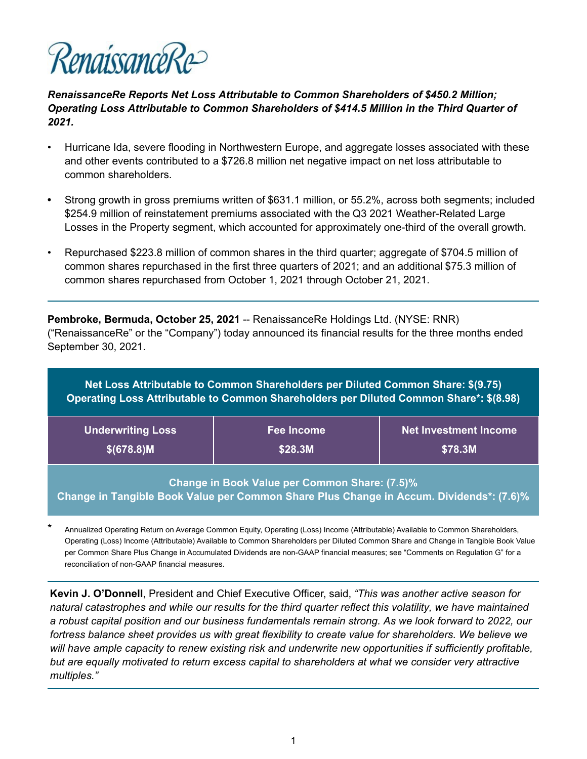RenaissanceRe

***RenaissanceRe Reports Net Loss Attributable to Common Shareholders of $450.2 Million; Operating Loss Attributable to Common Shareholders of $414.5 Million in the Third Quarter of 2021.***

- Hurricane Ida, severe flooding in Northwestern Europe, and aggregate losses associated with these and other events contributed to a $726.8 million net negative impact on net loss attributable to common shareholders.
- Strong growth in gross premiums written of $631.1 million, or 55.2%, across both segments; included $254.9 million of reinstatement premiums associated with the Q3 2021 Weather-Related Large Losses in the Property segment, which accounted for approximately one-third of the overall growth.
- Repurchased $223.8 million of common shares in the third quarter; aggregate of $704.5 million of common shares repurchased in the first three quarters of 2021; and an additional $75.3 million of common shares repurchased from October 1, 2021 through October 21, 2021.

---

**Pembroke, Bermuda, October 25, 2021** -- RenaissanceRe Holdings Ltd. (NYSE: RNR) ("RenaissanceRe" or the "Company") today announced its financial results for the three months ended September 30, 2021.

**Net Loss Attributable to Common Shareholders per Diluted Common Share: $(9.75)**
**Operating Loss Attributable to Common Shareholders per Diluted Common Share*: $(8.98)**

| Underwriting Loss | Fee Income | Net Investment Income |
|---|---|---|
| $(678.8)M | $28.3M | $78.3M |

**Change in Book Value per Common Share: (7.5)%**
**Change in Tangible Book Value per Common Share Plus Change in Accum. Dividends*: (7.6)%**

\* Annualized Operating Return on Average Common Equity, Operating (Loss) Income (Attributable) Available to Common Shareholders, Operating (Loss) Income (Attributable) Available to Common Shareholders per Diluted Common Share and Change in Tangible Book Value per Common Share Plus Change in Accumulated Dividends are non-GAAP financial measures; see "Comments on Regulation G" for a reconciliation of non-GAAP financial measures.

---

**Kevin J. O'Donnell**, President and Chief Executive Officer, said, *"This was another active season for natural catastrophes and while our results for the third quarter reflect this volatility, we have maintained a robust capital position and our business fundamentals remain strong. As we look forward to 2022, our fortress balance sheet provides us with great flexibility to create value for shareholders. We believe we will have ample capacity to renew existing risk and underwrite new opportunities if sufficiently profitable, but are equally motivated to return excess capital to shareholders at what we consider very attractive multiples."*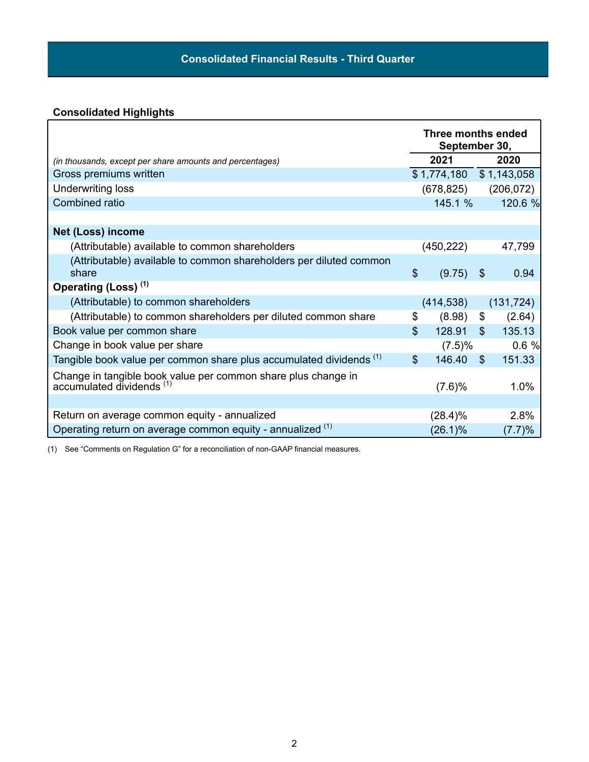## Consolidated Financial Results - Third Quarter

### Consolidated Highlights

| *(in thousands, except per share amounts and percentages)* | Three months ended September 30, 2021 | 2020 |
|---|---|---|
| Gross premiums written | $ 1,774,180 | $ 1,143,058 |
| Underwriting loss | (678,825) | (206,072) |
| Combined ratio | 145.1 % | 120.6 % |
| | | |
| **Net (Loss) income** | | |
| (Attributable) available to common shareholders | (450,222) | 47,799 |
| (Attributable) available to common shareholders per diluted common share | $ (9.75) | $ 0.94 |
| **Operating (Loss)** [1] | | |
| (Attributable) to common shareholders | (414,538) | (131,724) |
| (Attributable) to common shareholders per diluted common share | $ (8.98) | $ (2.64) |
| Book value per common share | $ 128.91 | $ 135.13 |
| Change in book value per share | (7.5)% | 0.6 % |
| Tangible book value per common share plus accumulated dividends [1] | $ 146.40 | $ 151.33 |
| Change in tangible book value per common share plus change in accumulated dividends [1] | (7.6)% | 1.0% |
| | | |
| Return on average common equity - annualized | (28.4)% | 2.8% |
| Operating return on average common equity - annualized [1] | (26.1)% | (7.7)% |

(1) See "Comments on Regulation G" for a reconciliation of non-GAAP financial measures.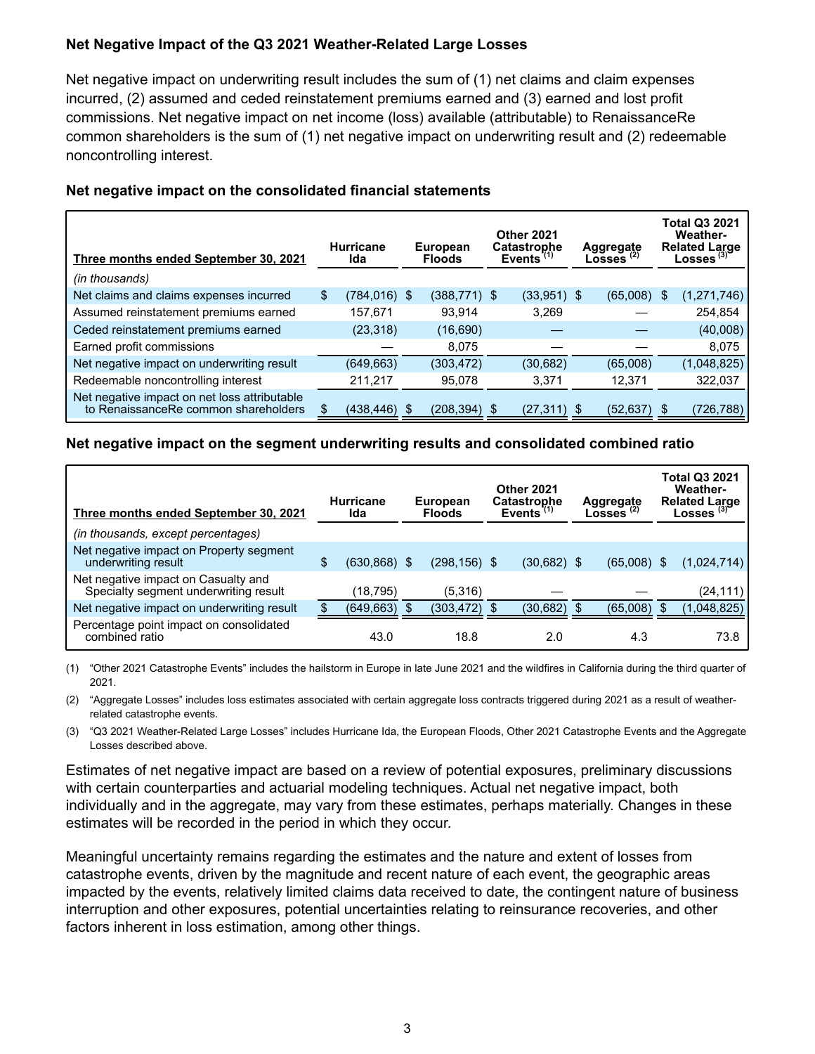### Net Negative Impact of the Q3 2021 Weather-Related Large Losses

Net negative impact on underwriting result includes the sum of (1) net claims and claim expenses incurred, (2) assumed and ceded reinstatement premiums earned and (3) earned and lost profit commissions. Net negative impact on net income (loss) available (attributable) to RenaissanceRe common shareholders is the sum of (1) net negative impact on underwriting result and (2) redeemable noncontrolling interest.

#### Net negative impact on the consolidated financial statements

| Three months ended September 30, 2021 | Hurricane Ida | European Floods | Other 2021 Catastrophe Events [(1)] | Aggregate Losses [(2)] | Total Q3 2021 Weather-Related Large Losses [(3)] |
|---|---|---|---|---|---|
| *(in thousands)* | | | | | |
| Net claims and claims expenses incurred | $ (784,016) | $ (388,771) | $ (33,951) | $ (65,008) | $ (1,271,746) |
| Assumed reinstatement premiums earned | 157,671 | 93,914 | 3,269 | — | 254,854 |
| Ceded reinstatement premiums earned | (23,318) | (16,690) | — | — | (40,008) |
| Earned profit commissions | — | 8,075 | — | — | 8,075 |
| Net negative impact on underwriting result | (649,663) | (303,472) | (30,682) | (65,008) | (1,048,825) |
| Redeemable noncontrolling interest | 211,217 | 95,078 | 3,371 | 12,371 | 322,037 |
| Net negative impact on net loss attributable to RenaissanceRe common shareholders | $ (438,446) | $ (208,394) | $ (27,311) | $ (52,637) | $ (726,788) |

#### Net negative impact on the segment underwriting results and consolidated combined ratio

| Three months ended September 30, 2021 | Hurricane Ida | European Floods | Other 2021 Catastrophe Events [(1)] | Aggregate Losses [(2)] | Total Q3 2021 Weather-Related Large Losses [(3)] |
|---|---|---|---|---|---|
| *(in thousands, except percentages)* | | | | | |
| Net negative impact on Property segment underwriting result | $ (630,868) | $ (298,156) | $ (30,682) | $ (65,008) | $ (1,024,714) |
| Net negative impact on Casualty and Specialty segment underwriting result | (18,795) | (5,316) | — | — | (24,111) |
| Net negative impact on underwriting result | $ (649,663) | $ (303,472) | $ (30,682) | $ (65,008) | $ (1,048,825) |
| Percentage point impact on consolidated combined ratio | 43.0 | 18.8 | 2.0 | 4.3 | 73.8 |

(1) "Other 2021 Catastrophe Events" includes the hailstorm in Europe in late June 2021 and the wildfires in California during the third quarter of 2021.

(2) "Aggregate Losses" includes loss estimates associated with certain aggregate loss contracts triggered during 2021 as a result of weather-related catastrophe events.

(3) "Q3 2021 Weather-Related Large Losses" includes Hurricane Ida, the European Floods, Other 2021 Catastrophe Events and the Aggregate Losses described above.

Estimates of net negative impact are based on a review of potential exposures, preliminary discussions with certain counterparties and actuarial modeling techniques. Actual net negative impact, both individually and in the aggregate, may vary from these estimates, perhaps materially. Changes in these estimates will be recorded in the period in which they occur.

Meaningful uncertainty remains regarding the estimates and the nature and extent of losses from catastrophe events, driven by the magnitude and recent nature of each event, the geographic areas impacted by the events, relatively limited claims data received to date, the contingent nature of business interruption and other exposures, potential uncertainties relating to reinsurance recoveries, and other factors inherent in loss estimation, among other things.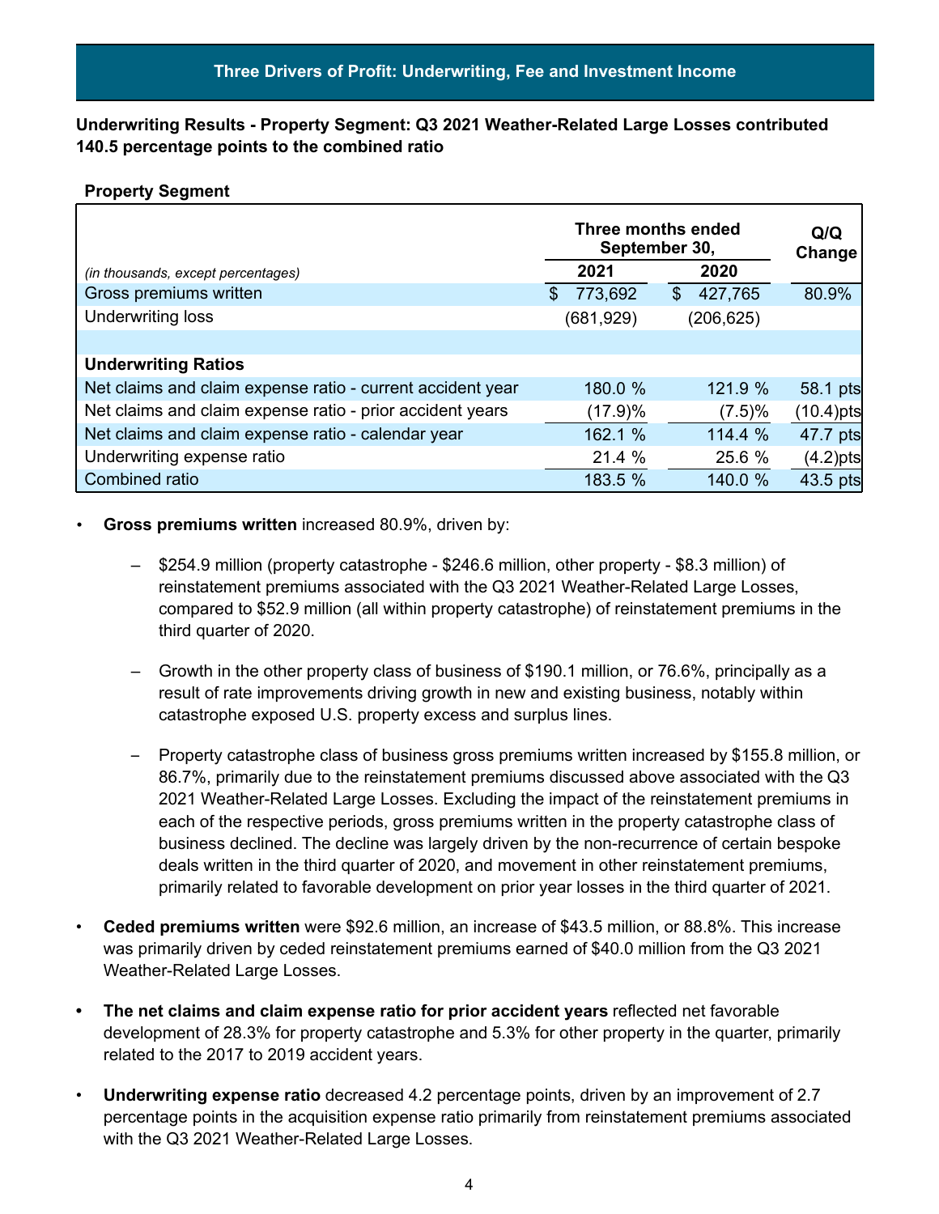## Three Drivers of Profit: Underwriting, Fee and Investment Income

**Underwriting Results - Property Segment: Q3 2021 Weather-Related Large Losses contributed 140.5 percentage points to the combined ratio**

**Property Segment**

| | Three months ended September 30, | | Q/Q Change |
|---|---|---|---|
| *(in thousands, except percentages)* | **2021** | **2020** | |
| Gross premiums written | $ 773,692 | $ 427,765 | 80.9% |
| Underwriting loss | (681,929) | (206,625) | |
| | | | |
| **Underwriting Ratios** | | | |
| Net claims and claim expense ratio - current accident year | 180.0 % | 121.9 % | 58.1 pts |
| Net claims and claim expense ratio - prior accident years | (17.9)% | (7.5)% | (10.4)pts |
| Net claims and claim expense ratio - calendar year | 162.1 % | 114.4 % | 47.7 pts |
| Underwriting expense ratio | 21.4 % | 25.6 % | (4.2)pts |
| Combined ratio | 183.5 % | 140.0 % | 43.5 pts |

- **Gross premiums written** increased 80.9%, driven by:
  - $254.9 million (property catastrophe - $246.6 million, other property - $8.3 million) of reinstatement premiums associated with the Q3 2021 Weather-Related Large Losses, compared to $52.9 million (all within property catastrophe) of reinstatement premiums in the third quarter of 2020.
  - Growth in the other property class of business of $190.1 million, or 76.6%, principally as a result of rate improvements driving growth in new and existing business, notably within catastrophe exposed U.S. property excess and surplus lines.
  - Property catastrophe class of business gross premiums written increased by $155.8 million, or 86.7%, primarily due to the reinstatement premiums discussed above associated with the Q3 2021 Weather-Related Large Losses. Excluding the impact of the reinstatement premiums in each of the respective periods, gross premiums written in the property catastrophe class of business declined. The decline was largely driven by the non-recurrence of certain bespoke deals written in the third quarter of 2020, and movement in other reinstatement premiums, primarily related to favorable development on prior year losses in the third quarter of 2021.
- **Ceded premiums written** were $92.6 million, an increase of $43.5 million, or 88.8%. This increase was primarily driven by ceded reinstatement premiums earned of $40.0 million from the Q3 2021 Weather-Related Large Losses.
- **The net claims and claim expense ratio for prior accident years** reflected net favorable development of 28.3% for property catastrophe and 5.3% for other property in the quarter, primarily related to the 2017 to 2019 accident years.
- **Underwriting expense ratio** decreased 4.2 percentage points, driven by an improvement of 2.7 percentage points in the acquisition expense ratio primarily from reinstatement premiums associated with the Q3 2021 Weather-Related Large Losses.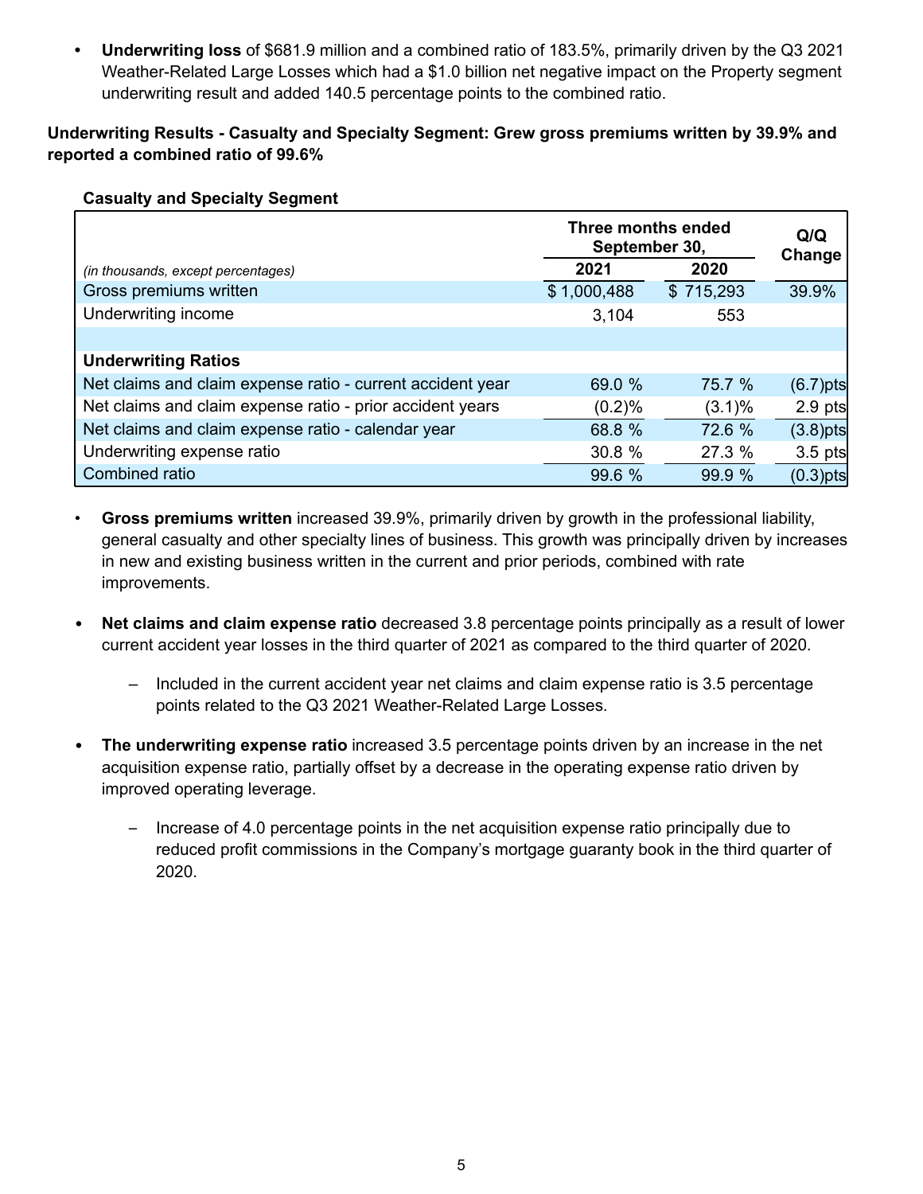- **Underwriting loss** of $681.9 million and a combined ratio of 183.5%, primarily driven by the Q3 2021 Weather-Related Large Losses which had a $1.0 billion net negative impact on the Property segment underwriting result and added 140.5 percentage points to the combined ratio.

**Underwriting Results - Casualty and Specialty Segment: Grew gross premiums written by 39.9% and reported a combined ratio of 99.6%**

**Casualty and Specialty Segment**

| | Three months ended September 30, | | Q/Q Change |
|---|---|---|---|
| *(in thousands, except percentages)* | 2021 | 2020 | |
| Gross premiums written | $ 1,000,488 | $ 715,293 | 39.9% |
| Underwriting income | 3,104 | 553 | |
| | | | |
| **Underwriting Ratios** | | | |
| Net claims and claim expense ratio - current accident year | 69.0 % | 75.7 % | (6.7)pts |
| Net claims and claim expense ratio - prior accident years | (0.2)% | (3.1)% | 2.9 pts |
| Net claims and claim expense ratio - calendar year | 68.8 % | 72.6 % | (3.8)pts |
| Underwriting expense ratio | 30.8 % | 27.3 % | 3.5 pts |
| Combined ratio | 99.6 % | 99.9 % | (0.3)pts |

- **Gross premiums written** increased 39.9%, primarily driven by growth in the professional liability, general casualty and other specialty lines of business. This growth was principally driven by increases in new and existing business written in the current and prior periods, combined with rate improvements.

- **Net claims and claim expense ratio** decreased 3.8 percentage points principally as a result of lower current accident year losses in the third quarter of 2021 as compared to the third quarter of 2020.
  - Included in the current accident year net claims and claim expense ratio is 3.5 percentage points related to the Q3 2021 Weather-Related Large Losses.

- **The underwriting expense ratio** increased 3.5 percentage points driven by an increase in the net acquisition expense ratio, partially offset by a decrease in the operating expense ratio driven by improved operating leverage.
  - Increase of 4.0 percentage points in the net acquisition expense ratio principally due to reduced profit commissions in the Company's mortgage guaranty book in the third quarter of 2020.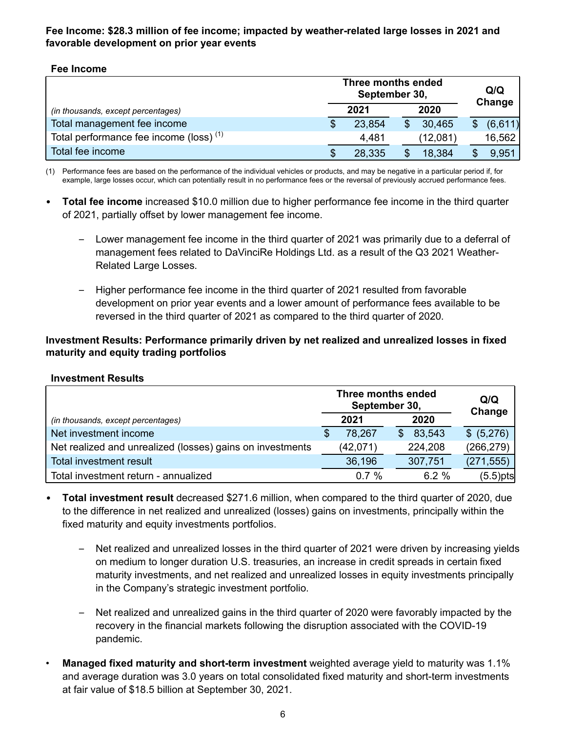**Fee Income: $28.3 million of fee income; impacted by weather-related large losses in 2021 and favorable development on prior year events**

**Fee Income**

| | Three months ended September 30, | | Q/Q Change |
|---|---|---|---|
| *(in thousands, except percentages)* | 2021 | 2020 | |
| Total management fee income | $ 23,854 | $ 30,465 | $ (6,611) |
| Total performance fee income (loss) [1] | 4,481 | (12,081) | 16,562 |
| Total fee income | $ 28,335 | $ 18,384 | $ 9,951 |

(1) Performance fees are based on the performance of the individual vehicles or products, and may be negative in a particular period if, for example, large losses occur, which can potentially result in no performance fees or the reversal of previously accrued performance fees.

- **Total fee income** increased $10.0 million due to higher performance fee income in the third quarter of 2021, partially offset by lower management fee income.
  - Lower management fee income in the third quarter of 2021 was primarily due to a deferral of management fees related to DaVinciRe Holdings Ltd. as a result of the Q3 2021 Weather-Related Large Losses.
  - Higher performance fee income in the third quarter of 2021 resulted from favorable development on prior year events and a lower amount of performance fees available to be reversed in the third quarter of 2021 as compared to the third quarter of 2020.

**Investment Results: Performance primarily driven by net realized and unrealized losses in fixed maturity and equity trading portfolios**

**Investment Results**

| | Three months ended September 30, | | Q/Q Change |
|---|---|---|---|
| *(in thousands, except percentages)* | 2021 | 2020 | |
| Net investment income | $ 78,267 | $ 83,543 | $ (5,276) |
| Net realized and unrealized (losses) gains on investments | (42,071) | 224,208 | (266,279) |
| Total investment result | 36,196 | 307,751 | (271,555) |
| Total investment return - annualized | 0.7 % | 6.2 % | (5.5)pts |

- **Total investment result** decreased $271.6 million, when compared to the third quarter of 2020, due to the difference in net realized and unrealized (losses) gains on investments, principally within the fixed maturity and equity investments portfolios.
  - Net realized and unrealized losses in the third quarter of 2021 were driven by increasing yields on medium to longer duration U.S. treasuries, an increase in credit spreads in certain fixed maturity investments, and net realized and unrealized losses in equity investments principally in the Company's strategic investment portfolio.
  - Net realized and unrealized gains in the third quarter of 2020 were favorably impacted by the recovery in the financial markets following the disruption associated with the COVID-19 pandemic.
- **Managed fixed maturity and short-term investment** weighted average yield to maturity was 1.1% and average duration was 3.0 years on total consolidated fixed maturity and short-term investments at fair value of $18.5 billion at September 30, 2021.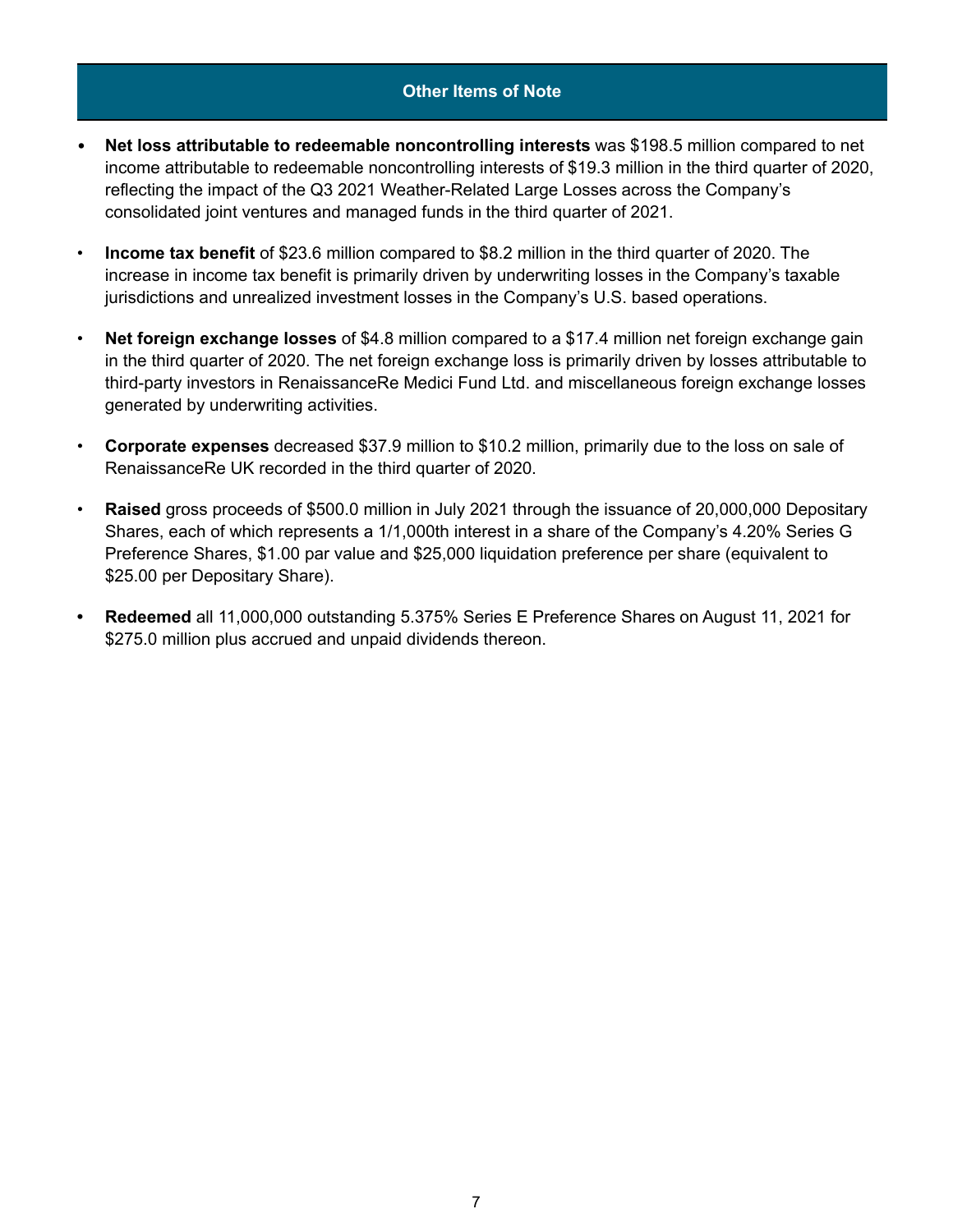## Other Items of Note

- **Net loss attributable to redeemable noncontrolling interests** was $198.5 million compared to net income attributable to redeemable noncontrolling interests of $19.3 million in the third quarter of 2020, reflecting the impact of the Q3 2021 Weather-Related Large Losses across the Company's consolidated joint ventures and managed funds in the third quarter of 2021.

- **Income tax benefit** of $23.6 million compared to $8.2 million in the third quarter of 2020. The increase in income tax benefit is primarily driven by underwriting losses in the Company's taxable jurisdictions and unrealized investment losses in the Company's U.S. based operations.

- **Net foreign exchange losses** of $4.8 million compared to a $17.4 million net foreign exchange gain in the third quarter of 2020. The net foreign exchange loss is primarily driven by losses attributable to third-party investors in RenaissanceRe Medici Fund Ltd. and miscellaneous foreign exchange losses generated by underwriting activities.

- **Corporate expenses** decreased $37.9 million to $10.2 million, primarily due to the loss on sale of RenaissanceRe UK recorded in the third quarter of 2020.

- **Raised** gross proceeds of $500.0 million in July 2021 through the issuance of 20,000,000 Depositary Shares, each of which represents a 1/1,000th interest in a share of the Company's 4.20% Series G Preference Shares, $1.00 par value and $25,000 liquidation preference per share (equivalent to $25.00 per Depositary Share).

- **Redeemed** all 11,000,000 outstanding 5.375% Series E Preference Shares on August 11, 2021 for $275.0 million plus accrued and unpaid dividends thereon.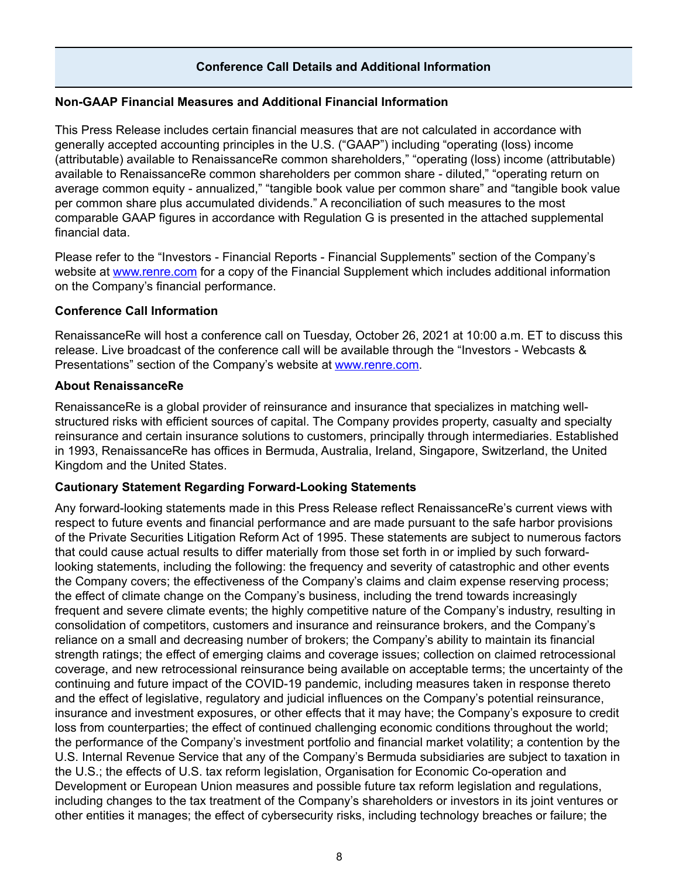## Conference Call Details and Additional Information

**Non-GAAP Financial Measures and Additional Financial Information**

This Press Release includes certain financial measures that are not calculated in accordance with generally accepted accounting principles in the U.S. (“GAAP”) including “operating (loss) income (attributable) available to RenaissanceRe common shareholders,” “operating (loss) income (attributable) available to RenaissanceRe common shareholders per common share - diluted,” “operating return on average common equity - annualized,” “tangible book value per common share” and “tangible book value per common share plus accumulated dividends.” A reconciliation of such measures to the most comparable GAAP figures in accordance with Regulation G is presented in the attached supplemental financial data.

Please refer to the “Investors - Financial Reports - Financial Supplements” section of the Company’s website at www.renre.com for a copy of the Financial Supplement which includes additional information on the Company’s financial performance.

**Conference Call Information**

RenaissanceRe will host a conference call on Tuesday, October 26, 2021 at 10:00 a.m. ET to discuss this release. Live broadcast of the conference call will be available through the “Investors - Webcasts & Presentations” section of the Company’s website at www.renre.com.

**About RenaissanceRe**

RenaissanceRe is a global provider of reinsurance and insurance that specializes in matching well-structured risks with efficient sources of capital. The Company provides property, casualty and specialty reinsurance and certain insurance solutions to customers, principally through intermediaries. Established in 1993, RenaissanceRe has offices in Bermuda, Australia, Ireland, Singapore, Switzerland, the United Kingdom and the United States.

**Cautionary Statement Regarding Forward-Looking Statements**

Any forward-looking statements made in this Press Release reflect RenaissanceRe’s current views with respect to future events and financial performance and are made pursuant to the safe harbor provisions of the Private Securities Litigation Reform Act of 1995. These statements are subject to numerous factors that could cause actual results to differ materially from those set forth in or implied by such forward-looking statements, including the following: the frequency and severity of catastrophic and other events the Company covers; the effectiveness of the Company’s claims and claim expense reserving process; the effect of climate change on the Company’s business, including the trend towards increasingly frequent and severe climate events; the highly competitive nature of the Company’s industry, resulting in consolidation of competitors, customers and insurance and reinsurance brokers, and the Company’s reliance on a small and decreasing number of brokers; the Company’s ability to maintain its financial strength ratings; the effect of emerging claims and coverage issues; collection on claimed retrocessional coverage, and new retrocessional reinsurance being available on acceptable terms; the uncertainty of the continuing and future impact of the COVID-19 pandemic, including measures taken in response thereto and the effect of legislative, regulatory and judicial influences on the Company’s potential reinsurance, insurance and investment exposures, or other effects that it may have; the Company’s exposure to credit loss from counterparties; the effect of continued challenging economic conditions throughout the world; the performance of the Company’s investment portfolio and financial market volatility; a contention by the U.S. Internal Revenue Service that any of the Company’s Bermuda subsidiaries are subject to taxation in the U.S.; the effects of U.S. tax reform legislation, Organisation for Economic Co-operation and Development or European Union measures and possible future tax reform legislation and regulations, including changes to the tax treatment of the Company’s shareholders or investors in its joint ventures or other entities it manages; the effect of cybersecurity risks, including technology breaches or failure; the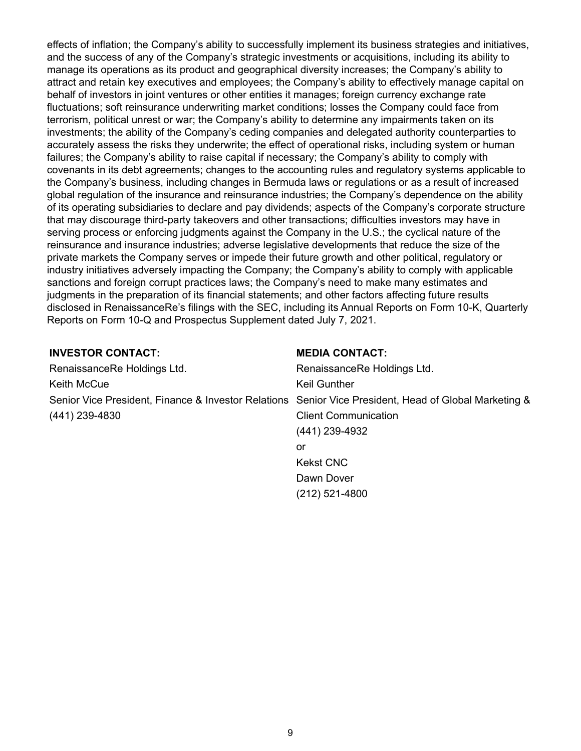effects of inflation; the Company's ability to successfully implement its business strategies and initiatives, and the success of any of the Company's strategic investments or acquisitions, including its ability to manage its operations as its product and geographical diversity increases; the Company's ability to attract and retain key executives and employees; the Company's ability to effectively manage capital on behalf of investors in joint ventures or other entities it manages; foreign currency exchange rate fluctuations; soft reinsurance underwriting market conditions; losses the Company could face from terrorism, political unrest or war; the Company's ability to determine any impairments taken on its investments; the ability of the Company's ceding companies and delegated authority counterparties to accurately assess the risks they underwrite; the effect of operational risks, including system or human failures; the Company's ability to raise capital if necessary; the Company's ability to comply with covenants in its debt agreements; changes to the accounting rules and regulatory systems applicable to the Company's business, including changes in Bermuda laws or regulations or as a result of increased global regulation of the insurance and reinsurance industries; the Company's dependence on the ability of its operating subsidiaries to declare and pay dividends; aspects of the Company's corporate structure that may discourage third-party takeovers and other transactions; difficulties investors may have in serving process or enforcing judgments against the Company in the U.S.; the cyclical nature of the reinsurance and insurance industries; adverse legislative developments that reduce the size of the private markets the Company serves or impede their future growth and other political, regulatory or industry initiatives adversely impacting the Company; the Company's ability to comply with applicable sanctions and foreign corrupt practices laws; the Company's need to make many estimates and judgments in the preparation of its financial statements; and other factors affecting future results disclosed in RenaissanceRe's filings with the SEC, including its Annual Reports on Form 10-K, Quarterly Reports on Form 10-Q and Prospectus Supplement dated July 7, 2021.

**INVESTOR CONTACT:**

RenaissanceRe Holdings Ltd.
Keith McCue
Senior Vice President, Finance & Investor Relations
(441) 239-4830

**MEDIA CONTACT:**

RenaissanceRe Holdings Ltd.
Keil Gunther
Senior Vice President, Head of Global Marketing & Client Communication
(441) 239-4932
or
Kekst CNC
Dawn Dover
(212) 521-4800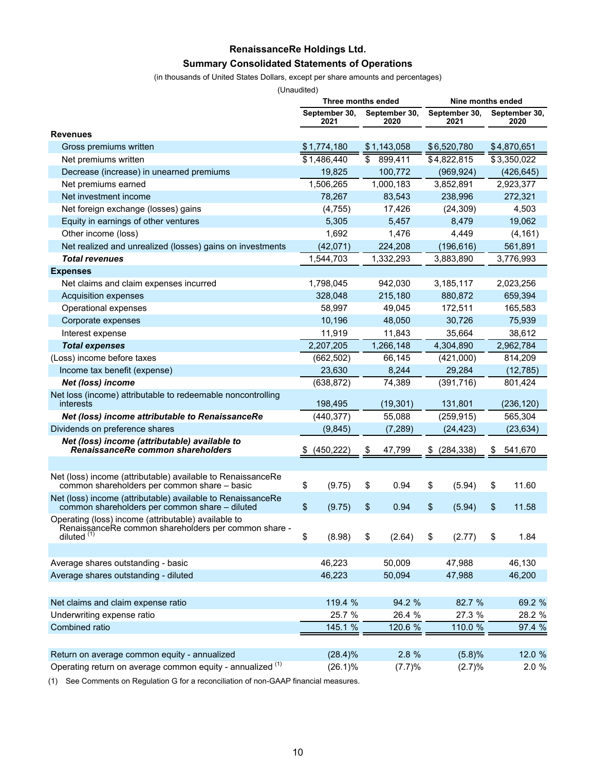# RenaissanceRe Holdings Ltd.

## Summary Consolidated Statements of Operations

(in thousands of United States Dollars, except per share amounts and percentages)

(Unaudited)

| | Three months ended | | Nine months ended | |
|---|---|---|---|---|
| | September 30, 2021 | September 30, 2020 | September 30, 2021 | September 30, 2020 |
| **Revenues** | | | | |
| Gross premiums written | $ 1,774,180 | $ 1,143,058 | $ 6,520,780 | $ 4,870,651 |
| Net premiums written | $ 1,486,440 | $ 899,411 | $ 4,822,815 | $ 3,350,022 |
| Decrease (increase) in unearned premiums | 19,825 | 100,772 | (969,924) | (426,645) |
| Net premiums earned | 1,506,265 | 1,000,183 | 3,852,891 | 2,923,377 |
| Net investment income | 78,267 | 83,543 | 238,996 | 272,321 |
| Net foreign exchange (losses) gains | (4,755) | 17,426 | (24,309) | 4,503 |
| Equity in earnings of other ventures | 5,305 | 5,457 | 8,479 | 19,062 |
| Other income (loss) | 1,692 | 1,476 | 4,449 | (4,161) |
| Net realized and unrealized (losses) gains on investments | (42,071) | 224,208 | (196,616) | 561,891 |
| ***Total revenues*** | 1,544,703 | 1,332,293 | 3,883,890 | 3,776,993 |
| **Expenses** | | | | |
| Net claims and claim expenses incurred | 1,798,045 | 942,030 | 3,185,117 | 2,023,256 |
| Acquisition expenses | 328,048 | 215,180 | 880,872 | 659,394 |
| Operational expenses | 58,997 | 49,045 | 172,511 | 165,583 |
| Corporate expenses | 10,196 | 48,050 | 30,726 | 75,939 |
| Interest expense | 11,919 | 11,843 | 35,664 | 38,612 |
| ***Total expenses*** | 2,207,205 | 1,266,148 | 4,304,890 | 2,962,784 |
| (Loss) income before taxes | (662,502) | 66,145 | (421,000) | 814,209 |
| Income tax benefit (expense) | 23,630 | 8,244 | 29,284 | (12,785) |
| ***Net (loss) income*** | (638,872) | 74,389 | (391,716) | 801,424 |
| Net loss (income) attributable to redeemable noncontrolling interests | 198,495 | (19,301) | 131,801 | (236,120) |
| ***Net (loss) income attributable to RenaissanceRe*** | (440,377) | 55,088 | (259,915) | 565,304 |
| Dividends on preference shares | (9,845) | (7,289) | (24,423) | (23,634) |
| ***Net (loss) income (attributable) available to RenaissanceRe common shareholders*** | $ (450,222) | $ 47,799 | $ (284,338) | $ 541,670 |
| | | | | |
| Net (loss) income (attributable) available to RenaissanceRe common shareholders per common share – basic | $ (9.75) | $ 0.94 | $ (5.94) | $ 11.60 |
| Net (loss) income (attributable) available to RenaissanceRe common shareholders per common share – diluted | $ (9.75) | $ 0.94 | $ (5.94) | $ 11.58 |
| Operating (loss) income (attributable) available to RenaissanceRe common shareholders per common share - diluted (1) | $ (8.98) | $ (2.64) | $ (2.77) | $ 1.84 |
| | | | | |
| Average shares outstanding - basic | 46,223 | 50,009 | 47,988 | 46,130 |
| Average shares outstanding - diluted | 46,223 | 50,094 | 47,988 | 46,200 |
| | | | | |
| Net claims and claim expense ratio | 119.4 % | 94.2 % | 82.7 % | 69.2 % |
| Underwriting expense ratio | 25.7 % | 26.4 % | 27.3 % | 28.2 % |
| Combined ratio | 145.1 % | 120.6 % | 110.0 % | 97.4 % |
| | | | | |
| Return on average common equity - annualized | (28.4)% | 2.8 % | (5.8)% | 12.0 % |
| Operating return on average common equity - annualized (1) | (26.1)% | (7.7)% | (2.7)% | 2.0 % |

(1) See Comments on Regulation G for a reconciliation of non-GAAP financial measures.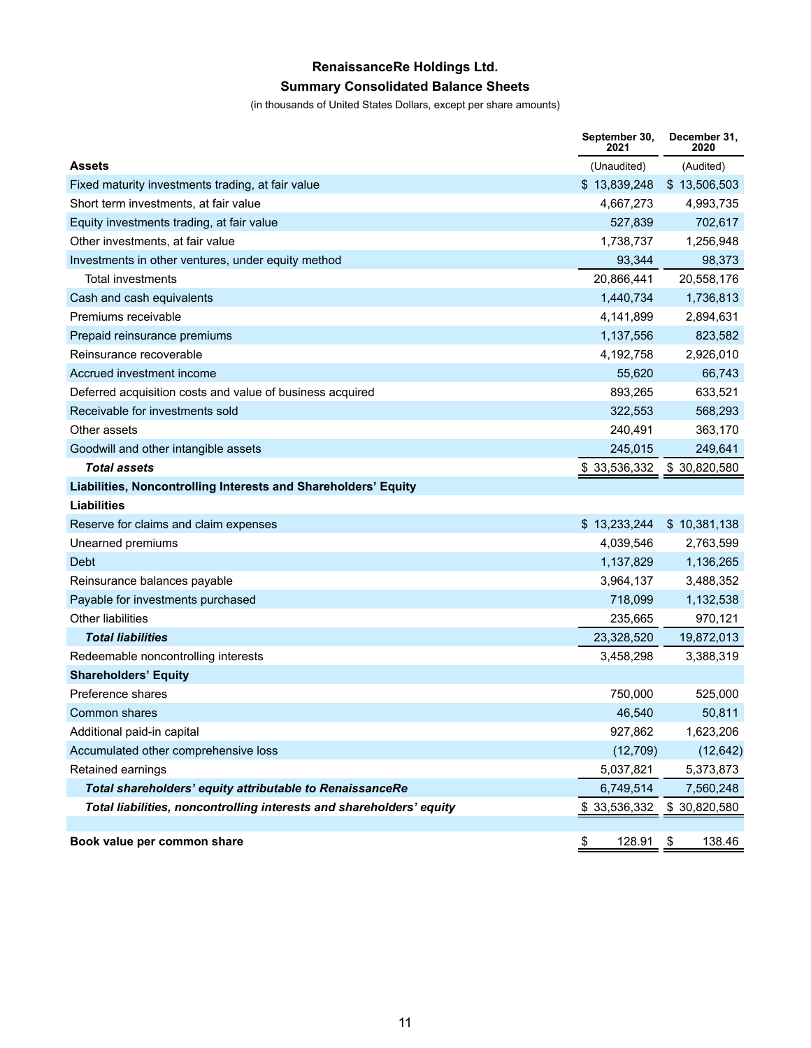# RenaissanceRe Holdings Ltd.

## Summary Consolidated Balance Sheets

(in thousands of United States Dollars, except per share amounts)

| | September 30, 2021 | December 31, 2020 |
|---|---|---|
| **Assets** | (Unaudited) | (Audited) |
| Fixed maturity investments trading, at fair value | $ 13,839,248 | $ 13,506,503 |
| Short term investments, at fair value | 4,667,273 | 4,993,735 |
| Equity investments trading, at fair value | 527,839 | 702,617 |
| Other investments, at fair value | 1,738,737 | 1,256,948 |
| Investments in other ventures, under equity method | 93,344 | 98,373 |
| Total investments | 20,866,441 | 20,558,176 |
| Cash and cash equivalents | 1,440,734 | 1,736,813 |
| Premiums receivable | 4,141,899 | 2,894,631 |
| Prepaid reinsurance premiums | 1,137,556 | 823,582 |
| Reinsurance recoverable | 4,192,758 | 2,926,010 |
| Accrued investment income | 55,620 | 66,743 |
| Deferred acquisition costs and value of business acquired | 893,265 | 633,521 |
| Receivable for investments sold | 322,553 | 568,293 |
| Other assets | 240,491 | 363,170 |
| Goodwill and other intangible assets | 245,015 | 249,641 |
| ***Total assets*** | $ 33,536,332 | $ 30,820,580 |
| **Liabilities, Noncontrolling Interests and Shareholders' Equity** | | |
| **Liabilities** | | |
| Reserve for claims and claim expenses | $ 13,233,244 | $ 10,381,138 |
| Unearned premiums | 4,039,546 | 2,763,599 |
| Debt | 1,137,829 | 1,136,265 |
| Reinsurance balances payable | 3,964,137 | 3,488,352 |
| Payable for investments purchased | 718,099 | 1,132,538 |
| Other liabilities | 235,665 | 970,121 |
| ***Total liabilities*** | 23,328,520 | 19,872,013 |
| Redeemable noncontrolling interests | 3,458,298 | 3,388,319 |
| **Shareholders' Equity** | | |
| Preference shares | 750,000 | 525,000 |
| Common shares | 46,540 | 50,811 |
| Additional paid-in capital | 927,862 | 1,623,206 |
| Accumulated other comprehensive loss | (12,709) | (12,642) |
| Retained earnings | 5,037,821 | 5,373,873 |
| ***Total shareholders' equity attributable to RenaissanceRe*** | 6,749,514 | 7,560,248 |
| ***Total liabilities, noncontrolling interests and shareholders' equity*** | $ 33,536,332 | $ 30,820,580 |
| | | |
| **Book value per common share** | $ 128.91 | $ 138.46 |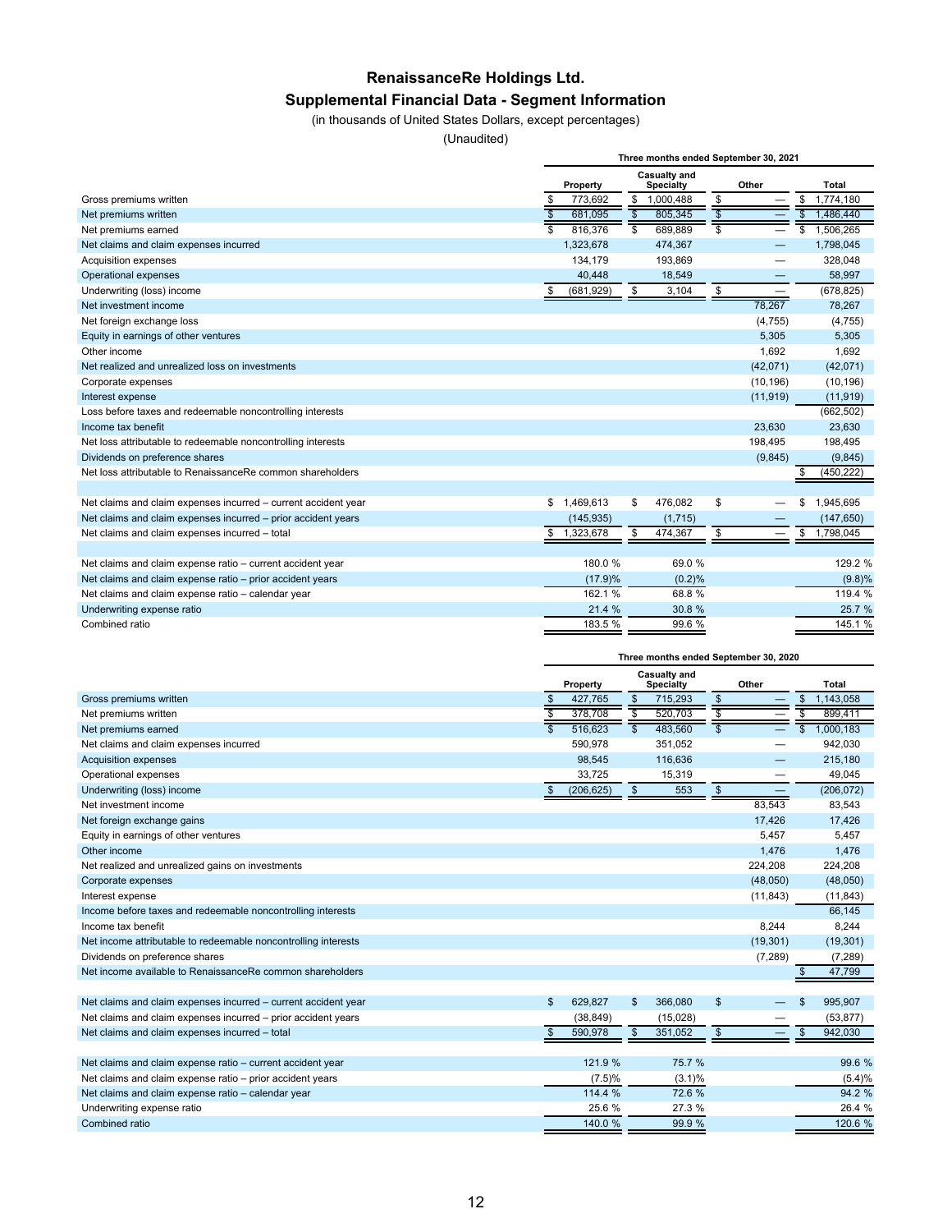# RenaissanceRe Holdings Ltd.

## Supplemental Financial Data - Segment Information

(in thousands of United States Dollars, except percentages)

(Unaudited)

| | Three months ended September 30, 2021 | | | |
|---|---|---|---|---|
| | Property | Casualty and Specialty | Other | Total |
| Gross premiums written | $ 773,692 | $ 1,000,488 | $ — | $ 1,774,180 |
| Net premiums written | $ 681,095 | $ 805,345 | $ — | $ 1,486,440 |
| Net premiums earned | $ 816,376 | $ 689,889 | $ — | $ 1,506,265 |
| Net claims and claim expenses incurred | 1,323,678 | 474,367 | — | 1,798,045 |
| Acquisition expenses | 134,179 | 193,869 | — | 328,048 |
| Operational expenses | 40,448 | 18,549 | — | 58,997 |
| Underwriting (loss) income | $ (681,929) | $ 3,104 | $ — | (678,825) |
| Net investment income | | | 78,267 | 78,267 |
| Net foreign exchange loss | | | (4,755) | (4,755) |
| Equity in earnings of other ventures | | | 5,305 | 5,305 |
| Other income | | | 1,692 | 1,692 |
| Net realized and unrealized loss on investments | | | (42,071) | (42,071) |
| Corporate expenses | | | (10,196) | (10,196) |
| Interest expense | | | (11,919) | (11,919) |
| Loss before taxes and redeemable noncontrolling interests | | | | (662,502) |
| Income tax benefit | | | 23,630 | 23,630 |
| Net loss attributable to redeemable noncontrolling interests | | | 198,495 | 198,495 |
| Dividends on preference shares | | | (9,845) | (9,845) |
| Net loss attributable to RenaissanceRe common shareholders | | | | $ (450,222) |
| | | | | |
| Net claims and claim expenses incurred – current accident year | $ 1,469,613 | $ 476,082 | $ — | $ 1,945,695 |
| Net claims and claim expenses incurred – prior accident years | (145,935) | (1,715) | — | (147,650) |
| Net claims and claim expenses incurred – total | $ 1,323,678 | $ 474,367 | $ — | $ 1,798,045 |
| | | | | |
| Net claims and claim expense ratio – current accident year | 180.0 % | 69.0 % | | 129.2 % |
| Net claims and claim expense ratio – prior accident years | (17.9)% | (0.2)% | | (9.8)% |
| Net claims and claim expense ratio – calendar year | 162.1 % | 68.8 % | | 119.4 % |
| Underwriting expense ratio | 21.4 % | 30.8 % | | 25.7 % |
| Combined ratio | 183.5 % | 99.6 % | | 145.1 % |

| | Three months ended September 30, 2020 | | | |
|---|---|---|---|---|
| | Property | Casualty and Specialty | Other | Total |
| Gross premiums written | $ 427,765 | $ 715,293 | $ — | $ 1,143,058 |
| Net premiums written | $ 378,708 | $ 520,703 | $ — | $ 899,411 |
| Net premiums earned | $ 516,623 | $ 483,560 | $ — | $ 1,000,183 |
| Net claims and claim expenses incurred | 590,978 | 351,052 | — | 942,030 |
| Acquisition expenses | 98,545 | 116,636 | — | 215,180 |
| Operational expenses | 33,725 | 15,319 | — | 49,045 |
| Underwriting (loss) income | $ (206,625) | $ 553 | $ — | (206,072) |
| Net investment income | | | 83,543 | 83,543 |
| Net foreign exchange gains | | | 17,426 | 17,426 |
| Equity in earnings of other ventures | | | 5,457 | 5,457 |
| Other income | | | 1,476 | 1,476 |
| Net realized and unrealized gains on investments | | | 224,208 | 224,208 |
| Corporate expenses | | | (48,050) | (48,050) |
| Interest expense | | | (11,843) | (11,843) |
| Income before taxes and redeemable noncontrolling interests | | | | 66,145 |
| Income tax benefit | | | 8,244 | 8,244 |
| Net income attributable to redeemable noncontrolling interests | | | (19,301) | (19,301) |
| Dividends on preference shares | | | (7,289) | (7,289) |
| Net income available to RenaissanceRe common shareholders | | | | $ 47,799 |
| | | | | |
| Net claims and claim expenses incurred – current accident year | $ 629,827 | $ 366,080 | $ — | $ 995,907 |
| Net claims and claim expenses incurred – prior accident years | (38,849) | (15,028) | — | (53,877) |
| Net claims and claim expenses incurred – total | $ 590,978 | $ 351,052 | $ — | $ 942,030 |
| | | | | |
| Net claims and claim expense ratio – current accident year | 121.9 % | 75.7 % | | 99.6 % |
| Net claims and claim expense ratio – prior accident years | (7.5)% | (3.1)% | | (5.4)% |
| Net claims and claim expense ratio – calendar year | 114.4 % | 72.6 % | | 94.2 % |
| Underwriting expense ratio | 25.6 % | 27.3 % | | 26.4 % |
| Combined ratio | 140.0 % | 99.9 % | | 120.6 % |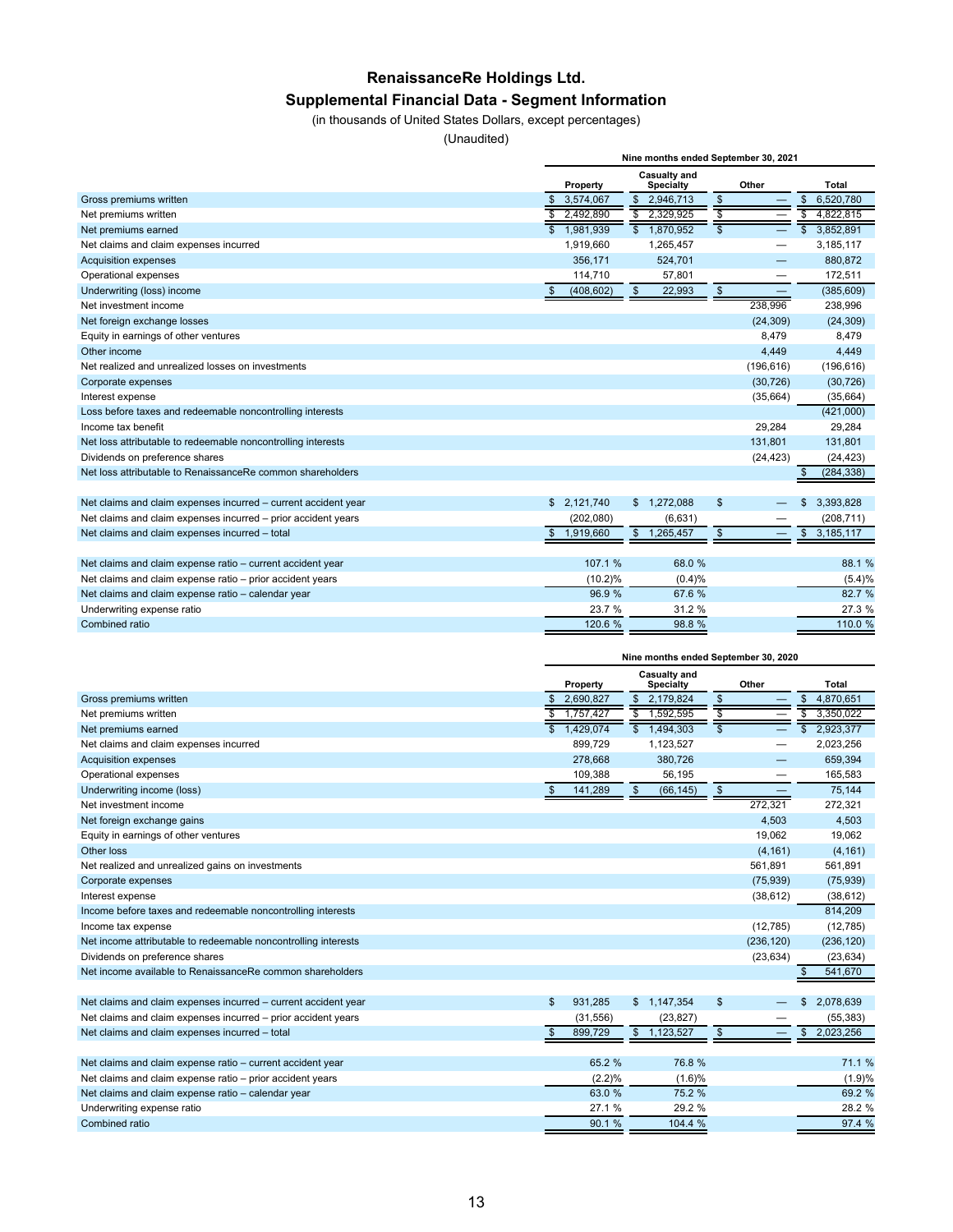# RenaissanceRe Holdings Ltd.
## Supplemental Financial Data - Segment Information

(in thousands of United States Dollars, except percentages)

(Unaudited)

| | Nine months ended September 30, 2021 | | | |
|---|---|---|---|---|
| | Property | Casualty and Specialty | Other | Total |
| Gross premiums written | $ 3,574,067 | $ 2,946,713 | $ — | $ 6,520,780 |
| Net premiums written | $ 2,492,890 | $ 2,329,925 | $ — | $ 4,822,815 |
| Net premiums earned | $ 1,981,939 | $ 1,870,952 | $ — | $ 3,852,891 |
| Net claims and claim expenses incurred | 1,919,660 | 1,265,457 | — | 3,185,117 |
| Acquisition expenses | 356,171 | 524,701 | — | 880,872 |
| Operational expenses | 114,710 | 57,801 | — | 172,511 |
| Underwriting (loss) income | $ (408,602) | $ 22,993 | $ — | (385,609) |
| Net investment income | | | 238,996 | 238,996 |
| Net foreign exchange losses | | | (24,309) | (24,309) |
| Equity in earnings of other ventures | | | 8,479 | 8,479 |
| Other income | | | 4,449 | 4,449 |
| Net realized and unrealized losses on investments | | | (196,616) | (196,616) |
| Corporate expenses | | | (30,726) | (30,726) |
| Interest expense | | | (35,664) | (35,664) |
| Loss before taxes and redeemable noncontrolling interests | | | | (421,000) |
| Income tax benefit | | | 29,284 | 29,284 |
| Net loss attributable to redeemable noncontrolling interests | | | 131,801 | 131,801 |
| Dividends on preference shares | | | (24,423) | (24,423) |
| Net loss attributable to RenaissanceRe common shareholders | | | | $ (284,338) |
| | | | | |
| Net claims and claim expenses incurred – current accident year | $ 2,121,740 | $ 1,272,088 | $ — | $ 3,393,828 |
| Net claims and claim expenses incurred – prior accident years | (202,080) | (6,631) | — | (208,711) |
| Net claims and claim expenses incurred – total | $ 1,919,660 | $ 1,265,457 | $ — | $ 3,185,117 |
| | | | | |
| Net claims and claim expense ratio – current accident year | 107.1 % | 68.0 % | | 88.1 % |
| Net claims and claim expense ratio – prior accident years | (10.2)% | (0.4)% | | (5.4)% |
| Net claims and claim expense ratio – calendar year | 96.9 % | 67.6 % | | 82.7 % |
| Underwriting expense ratio | 23.7 % | 31.2 % | | 27.3 % |
| Combined ratio | 120.6 % | 98.8 % | | 110.0 % |

| | Nine months ended September 30, 2020 | | | |
|---|---|---|---|---|
| | Property | Casualty and Specialty | Other | Total |
| Gross premiums written | $ 2,690,827 | $ 2,179,824 | $ — | $ 4,870,651 |
| Net premiums written | $ 1,757,427 | $ 1,592,595 | $ — | $ 3,350,022 |
| Net premiums earned | $ 1,429,074 | $ 1,494,303 | $ — | $ 2,923,377 |
| Net claims and claim expenses incurred | 899,729 | 1,123,527 | — | 2,023,256 |
| Acquisition expenses | 278,668 | 380,726 | — | 659,394 |
| Operational expenses | 109,388 | 56,195 | — | 165,583 |
| Underwriting income (loss) | $ 141,289 | $ (66,145) | $ — | 75,144 |
| Net investment income | | | 272,321 | 272,321 |
| Net foreign exchange gains | | | 4,503 | 4,503 |
| Equity in earnings of other ventures | | | 19,062 | 19,062 |
| Other loss | | | (4,161) | (4,161) |
| Net realized and unrealized gains on investments | | | 561,891 | 561,891 |
| Corporate expenses | | | (75,939) | (75,939) |
| Interest expense | | | (38,612) | (38,612) |
| Income before taxes and redeemable noncontrolling interests | | | | 814,209 |
| Income tax expense | | | (12,785) | (12,785) |
| Net income attributable to redeemable noncontrolling interests | | | (236,120) | (236,120) |
| Dividends on preference shares | | | (23,634) | (23,634) |
| Net income available to RenaissanceRe common shareholders | | | | $ 541,670 |
| | | | | |
| Net claims and claim expenses incurred – current accident year | $ 931,285 | $ 1,147,354 | $ — | $ 2,078,639 |
| Net claims and claim expenses incurred – prior accident years | (31,556) | (23,827) | — | (55,383) |
| Net claims and claim expenses incurred – total | $ 899,729 | $ 1,123,527 | $ — | $ 2,023,256 |
| | | | | |
| Net claims and claim expense ratio – current accident year | 65.2 % | 76.8 % | | 71.1 % |
| Net claims and claim expense ratio – prior accident years | (2.2)% | (1.6)% | | (1.9)% |
| Net claims and claim expense ratio – calendar year | 63.0 % | 75.2 % | | 69.2 % |
| Underwriting expense ratio | 27.1 % | 29.2 % | | 28.2 % |
| Combined ratio | 90.1 % | 104.4 % | | 97.4 % |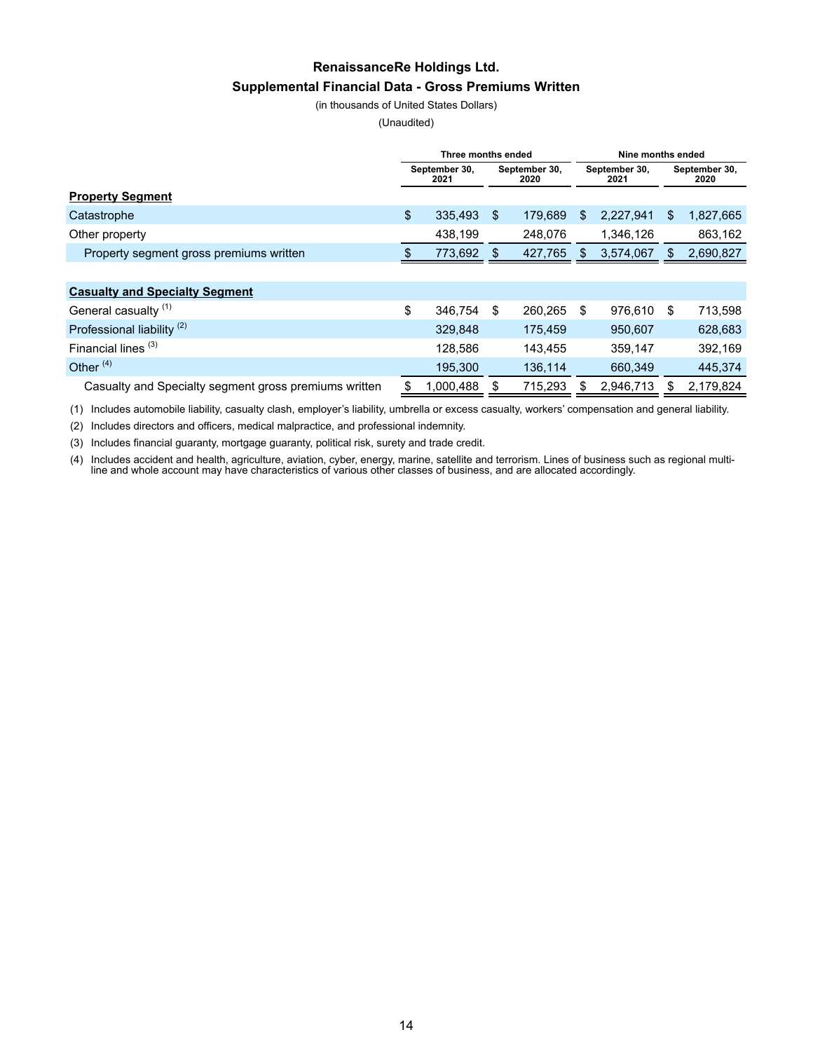# RenaissanceRe Holdings Ltd.

## Supplemental Financial Data - Gross Premiums Written

(in thousands of United States Dollars)

(Unaudited)

| | Three months ended | | Nine months ended | |
|---|---|---|---|---|
| | September 30, 2021 | September 30, 2020 | September 30, 2021 | September 30, 2020 |
| **Property Segment** | | | | |
| Catastrophe | $ 335,493 | $ 179,689 | $ 2,227,941 | $ 1,827,665 |
| Other property | 438,199 | 248,076 | 1,346,126 | 863,162 |
| Property segment gross premiums written | $ 773,692 | $ 427,765 | $ 3,574,067 | $ 2,690,827 |
| | | | | |
| **Casualty and Specialty Segment** | | | | |
| General casualty [1] | $ 346,754 | $ 260,265 | $ 976,610 | $ 713,598 |
| Professional liability [2] | 329,848 | 175,459 | 950,607 | 628,683 |
| Financial lines [3] | 128,586 | 143,455 | 359,147 | 392,169 |
| Other [4] | 195,300 | 136,114 | 660,349 | 445,374 |
| Casualty and Specialty segment gross premiums written | $ 1,000,488 | $ 715,293 | $ 2,946,713 | $ 2,179,824 |

(1) Includes automobile liability, casualty clash, employer's liability, umbrella or excess casualty, workers' compensation and general liability.

(2) Includes directors and officers, medical malpractice, and professional indemnity.

(3) Includes financial guaranty, mortgage guaranty, political risk, surety and trade credit.

(4) Includes accident and health, agriculture, aviation, cyber, energy, marine, satellite and terrorism. Lines of business such as regional multi-line and whole account may have characteristics of various other classes of business, and are allocated accordingly.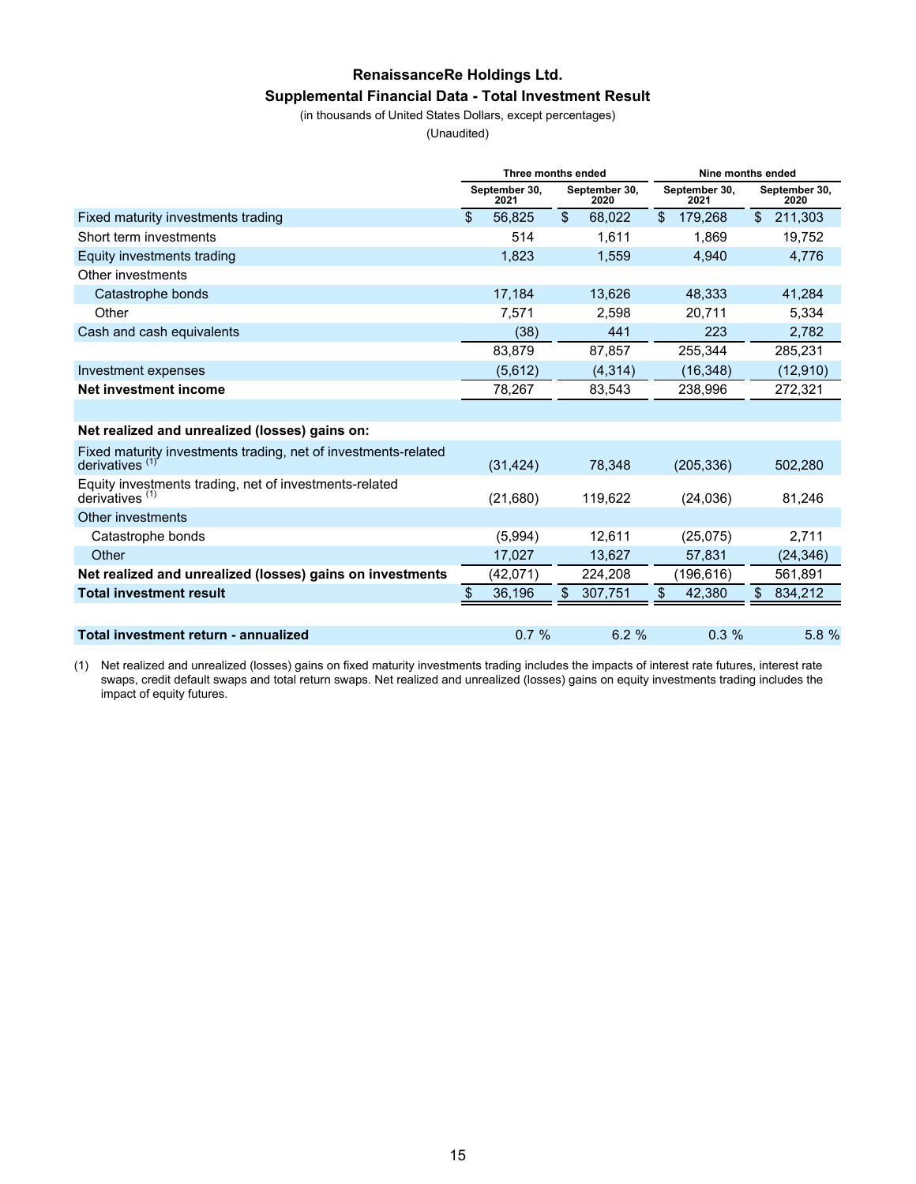# RenaissanceRe Holdings Ltd.

## Supplemental Financial Data - Total Investment Result

(in thousands of United States Dollars, except percentages)

(Unaudited)

| | Three months ended | | Nine months ended | |
|---|---|---|---|---|
| | September 30, 2021 | September 30, 2020 | September 30, 2021 | September 30, 2020 |
| Fixed maturity investments trading | $ 56,825 | $ 68,022 | $ 179,268 | $ 211,303 |
| Short term investments | 514 | 1,611 | 1,869 | 19,752 |
| Equity investments trading | 1,823 | 1,559 | 4,940 | 4,776 |
| Other investments | | | | |
| Catastrophe bonds | 17,184 | 13,626 | 48,333 | 41,284 |
| Other | 7,571 | 2,598 | 20,711 | 5,334 |
| Cash and cash equivalents | (38) | 441 | 223 | 2,782 |
| | 83,879 | 87,857 | 255,344 | 285,231 |
| Investment expenses | (5,612) | (4,314) | (16,348) | (12,910) |
| **Net investment income** | 78,267 | 83,543 | 238,996 | 272,321 |
| | | | | |
| **Net realized and unrealized (losses) gains on:** | | | | |
| Fixed maturity investments trading, net of investments-related derivatives [1] | (31,424) | 78,348 | (205,336) | 502,280 |
| Equity investments trading, net of investments-related derivatives [1] | (21,680) | 119,622 | (24,036) | 81,246 |
| Other investments | | | | |
| Catastrophe bonds | (5,994) | 12,611 | (25,075) | 2,711 |
| Other | 17,027 | 13,627 | 57,831 | (24,346) |
| **Net realized and unrealized (losses) gains on investments** | (42,071) | 224,208 | (196,616) | 561,891 |
| **Total investment result** | $ 36,196 | $ 307,751 | $ 42,380 | $ 834,212 |
| | | | | |
| **Total investment return - annualized** | 0.7 % | 6.2 % | 0.3 % | 5.8 % |

(1) Net realized and unrealized (losses) gains on fixed maturity investments trading includes the impacts of interest rate futures, interest rate swaps, credit default swaps and total return swaps. Net realized and unrealized (losses) gains on equity investments trading includes the impact of equity futures.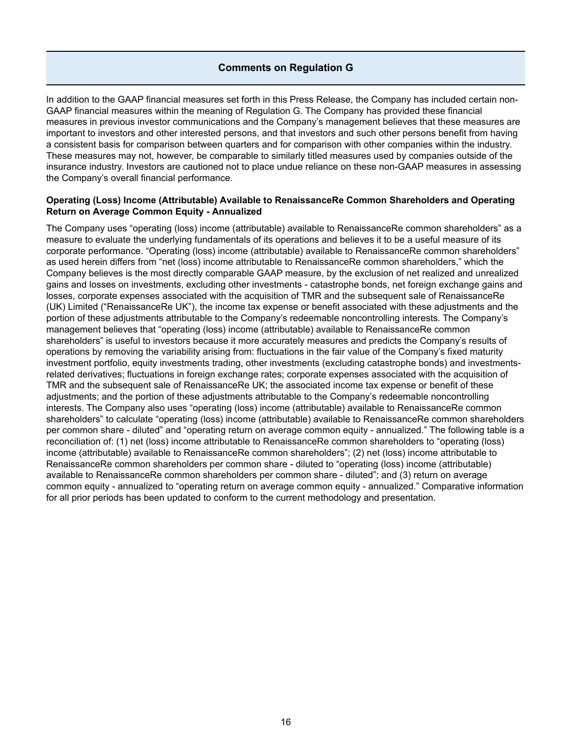## Comments on Regulation G

In addition to the GAAP financial measures set forth in this Press Release, the Company has included certain non-GAAP financial measures within the meaning of Regulation G. The Company has provided these financial measures in previous investor communications and the Company's management believes that these measures are important to investors and other interested persons, and that investors and such other persons benefit from having a consistent basis for comparison between quarters and for comparison with other companies within the industry. These measures may not, however, be comparable to similarly titled measures used by companies outside of the insurance industry. Investors are cautioned not to place undue reliance on these non-GAAP measures in assessing the Company's overall financial performance.

**Operating (Loss) Income (Attributable) Available to RenaissanceRe Common Shareholders and Operating Return on Average Common Equity - Annualized**

The Company uses "operating (loss) income (attributable) available to RenaissanceRe common shareholders" as a measure to evaluate the underlying fundamentals of its operations and believes it to be a useful measure of its corporate performance. "Operating (loss) income (attributable) available to RenaissanceRe common shareholders" as used herein differs from "net (loss) income attributable to RenaissanceRe common shareholders," which the Company believes is the most directly comparable GAAP measure, by the exclusion of net realized and unrealized gains and losses on investments, excluding other investments - catastrophe bonds, net foreign exchange gains and losses, corporate expenses associated with the acquisition of TMR and the subsequent sale of RenaissanceRe (UK) Limited ("RenaissanceRe UK"), the income tax expense or benefit associated with these adjustments and the portion of these adjustments attributable to the Company's redeemable noncontrolling interests. The Company's management believes that "operating (loss) income (attributable) available to RenaissanceRe common shareholders" is useful to investors because it more accurately measures and predicts the Company's results of operations by removing the variability arising from: fluctuations in the fair value of the Company's fixed maturity investment portfolio, equity investments trading, other investments (excluding catastrophe bonds) and investments-related derivatives; fluctuations in foreign exchange rates; corporate expenses associated with the acquisition of TMR and the subsequent sale of RenaissanceRe UK; the associated income tax expense or benefit of these adjustments; and the portion of these adjustments attributable to the Company's redeemable noncontrolling interests. The Company also uses "operating (loss) income (attributable) available to RenaissanceRe common shareholders" to calculate "operating (loss) income (attributable) available to RenaissanceRe common shareholders per common share - diluted" and "operating return on average common equity - annualized." The following table is a reconciliation of: (1) net (loss) income attributable to RenaissanceRe common shareholders to "operating (loss) income (attributable) available to RenaissanceRe common shareholders"; (2) net (loss) income attributable to RenaissanceRe common shareholders per common share - diluted to "operating (loss) income (attributable) available to RenaissanceRe common shareholders per common share - diluted"; and (3) return on average common equity - annualized to "operating return on average common equity - annualized." Comparative information for all prior periods has been updated to conform to the current methodology and presentation.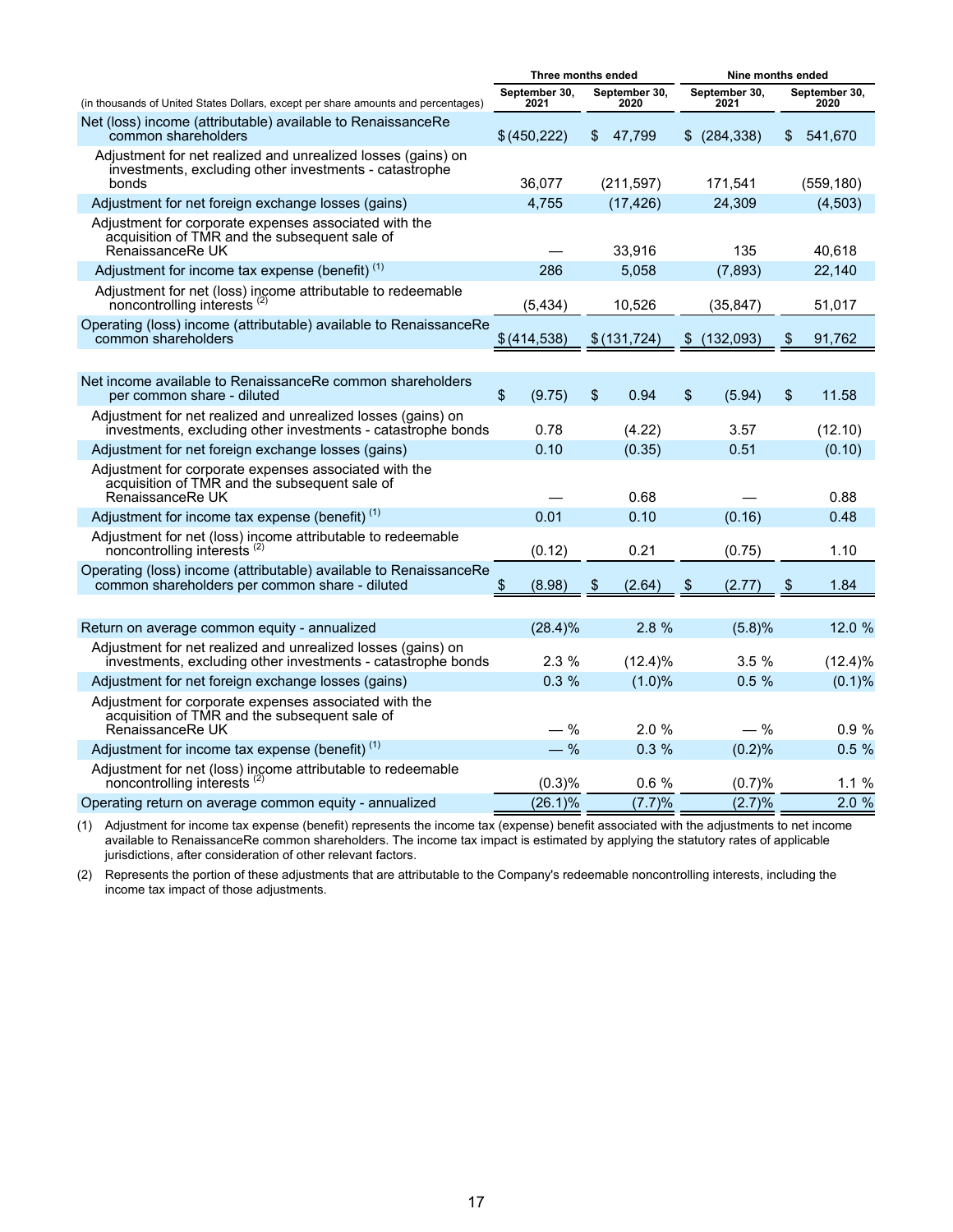| (in thousands of United States Dollars, except per share amounts and percentages) | Three months ended | | Nine months ended | |
|---|---|---|---|---|
| | September 30, 2021 | September 30, 2020 | September 30, 2021 | September 30, 2020 |
| Net (loss) income (attributable) available to RenaissanceRe common shareholders | $ (450,222) | $ 47,799 | $ (284,338) | $ 541,670 |
| Adjustment for net realized and unrealized losses (gains) on investments, excluding other investments - catastrophe bonds | 36,077 | (211,597) | 171,541 | (559,180) |
| Adjustment for net foreign exchange losses (gains) | 4,755 | (17,426) | 24,309 | (4,503) |
| Adjustment for corporate expenses associated with the acquisition of TMR and the subsequent sale of RenaissanceRe UK | — | 33,916 | 135 | 40,618 |
| Adjustment for income tax expense (benefit) (1) | 286 | 5,058 | (7,893) | 22,140 |
| Adjustment for net (loss) income attributable to redeemable noncontrolling interests (2) | (5,434) | 10,526 | (35,847) | 51,017 |
| Operating (loss) income (attributable) available to RenaissanceRe common shareholders | $ (414,538) | $ (131,724) | $ (132,093) | $ 91,762 |
| | | | | |
| Net income available to RenaissanceRe common shareholders per common share - diluted | $ (9.75) | $ 0.94 | $ (5.94) | $ 11.58 |
| Adjustment for net realized and unrealized losses (gains) on investments, excluding other investments - catastrophe bonds | 0.78 | (4.22) | 3.57 | (12.10) |
| Adjustment for net foreign exchange losses (gains) | 0.10 | (0.35) | 0.51 | (0.10) |
| Adjustment for corporate expenses associated with the acquisition of TMR and the subsequent sale of RenaissanceRe UK | — | 0.68 | — | 0.88 |
| Adjustment for income tax expense (benefit) (1) | 0.01 | 0.10 | (0.16) | 0.48 |
| Adjustment for net (loss) income attributable to redeemable noncontrolling interests (2) | (0.12) | 0.21 | (0.75) | 1.10 |
| Operating (loss) income (attributable) available to RenaissanceRe common shareholders per common share - diluted | $ (8.98) | $ (2.64) | $ (2.77) | $ 1.84 |
| | | | | |
| Return on average common equity - annualized | (28.4)% | 2.8 % | (5.8)% | 12.0 % |
| Adjustment for net realized and unrealized losses (gains) on investments, excluding other investments - catastrophe bonds | 2.3 % | (12.4)% | 3.5 % | (12.4)% |
| Adjustment for net foreign exchange losses (gains) | 0.3 % | (1.0)% | 0.5 % | (0.1)% |
| Adjustment for corporate expenses associated with the acquisition of TMR and the subsequent sale of RenaissanceRe UK | — % | 2.0 % | — % | 0.9 % |
| Adjustment for income tax expense (benefit) (1) | — % | 0.3 % | (0.2)% | 0.5 % |
| Adjustment for net (loss) income attributable to redeemable noncontrolling interests (2) | (0.3)% | 0.6 % | (0.7)% | 1.1 % |
| Operating return on average common equity - annualized | (26.1)% | (7.7)% | (2.7)% | 2.0 % |

(1) Adjustment for income tax expense (benefit) represents the income tax (expense) benefit associated with the adjustments to net income available to RenaissanceRe common shareholders. The income tax impact is estimated by applying the statutory rates of applicable jurisdictions, after consideration of other relevant factors.

(2) Represents the portion of these adjustments that are attributable to the Company's redeemable noncontrolling interests, including the income tax impact of those adjustments.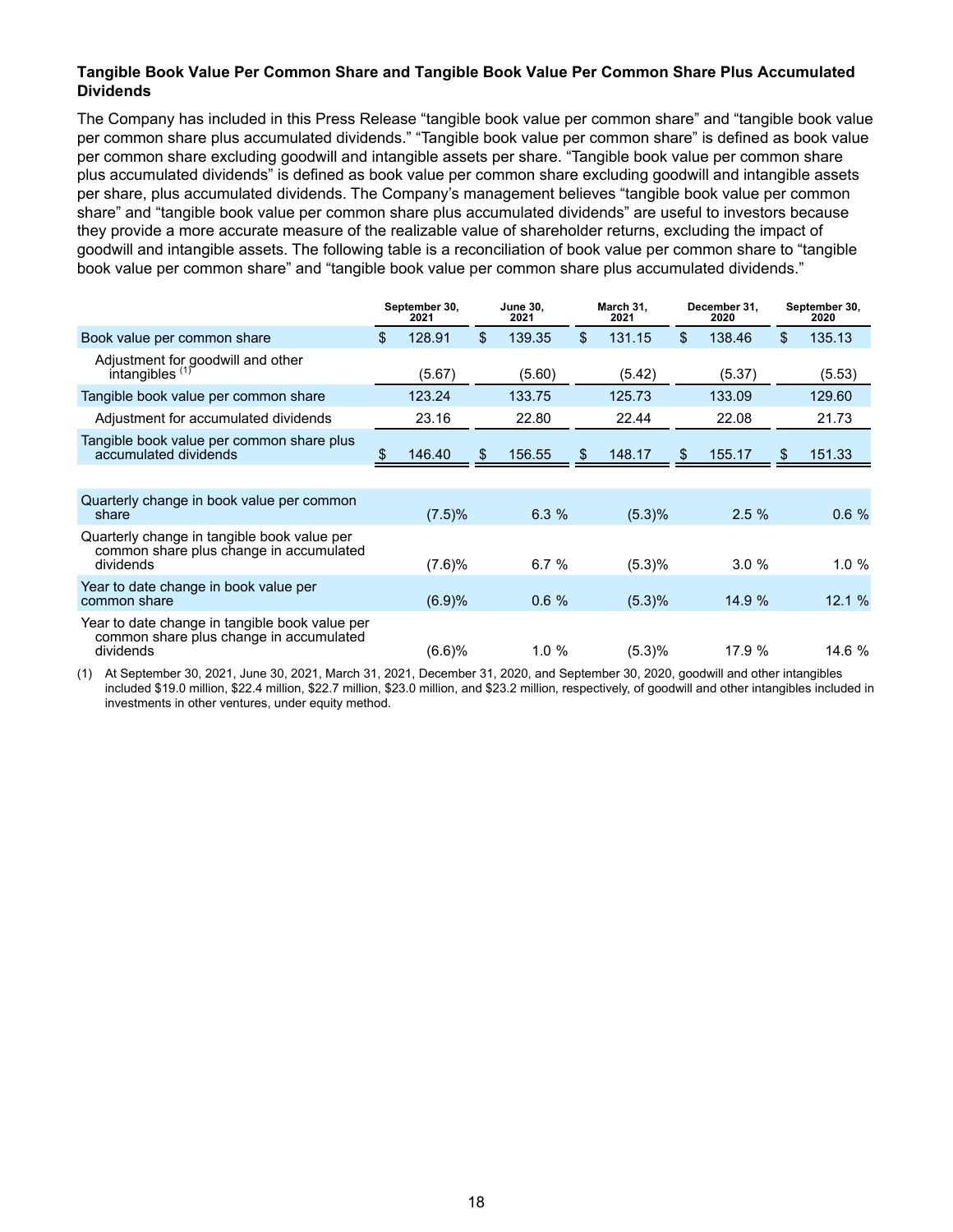**Tangible Book Value Per Common Share and Tangible Book Value Per Common Share Plus Accumulated Dividends**

The Company has included in this Press Release “tangible book value per common share” and “tangible book value per common share plus accumulated dividends.” “Tangible book value per common share” is defined as book value per common share excluding goodwill and intangible assets per share. “Tangible book value per common share plus accumulated dividends” is defined as book value per common share excluding goodwill and intangible assets per share, plus accumulated dividends. The Company’s management believes “tangible book value per common share” and “tangible book value per common share plus accumulated dividends” are useful to investors because they provide a more accurate measure of the realizable value of shareholder returns, excluding the impact of goodwill and intangible assets. The following table is a reconciliation of book value per common share to “tangible book value per common share” and “tangible book value per common share plus accumulated dividends.”

| | September 30, 2021 | June 30, 2021 | March 31, 2021 | December 31, 2020 | September 30, 2020 |
|---|---|---|---|---|---|
| Book value per common share | $ 128.91 | $ 139.35 | $ 131.15 | $ 138.46 | $ 135.13 |
| Adjustment for goodwill and other intangibles [(1)] | (5.67) | (5.60) | (5.42) | (5.37) | (5.53) |
| Tangible book value per common share | 123.24 | 133.75 | 125.73 | 133.09 | 129.60 |
| Adjustment for accumulated dividends | 23.16 | 22.80 | 22.44 | 22.08 | 21.73 |
| Tangible book value per common share plus accumulated dividends | $ 146.40 | $ 156.55 | $ 148.17 | $ 155.17 | $ 151.33 |
| | | | | | |
| Quarterly change in book value per common share | (7.5)% | 6.3 % | (5.3)% | 2.5 % | 0.6 % |
| Quarterly change in tangible book value per common share plus change in accumulated dividends | (7.6)% | 6.7 % | (5.3)% | 3.0 % | 1.0 % |
| Year to date change in book value per common share | (6.9)% | 0.6 % | (5.3)% | 14.9 % | 12.1 % |
| Year to date change in tangible book value per common share plus change in accumulated dividends | (6.6)% | 1.0 % | (5.3)% | 17.9 % | 14.6 % |

(1) At September 30, 2021, June 30, 2021, March 31, 2021, December 31, 2020, and September 30, 2020, goodwill and other intangibles included $19.0 million, $22.4 million, $22.7 million, $23.0 million, and $23.2 million, respectively, of goodwill and other intangibles included in investments in other ventures, under equity method.